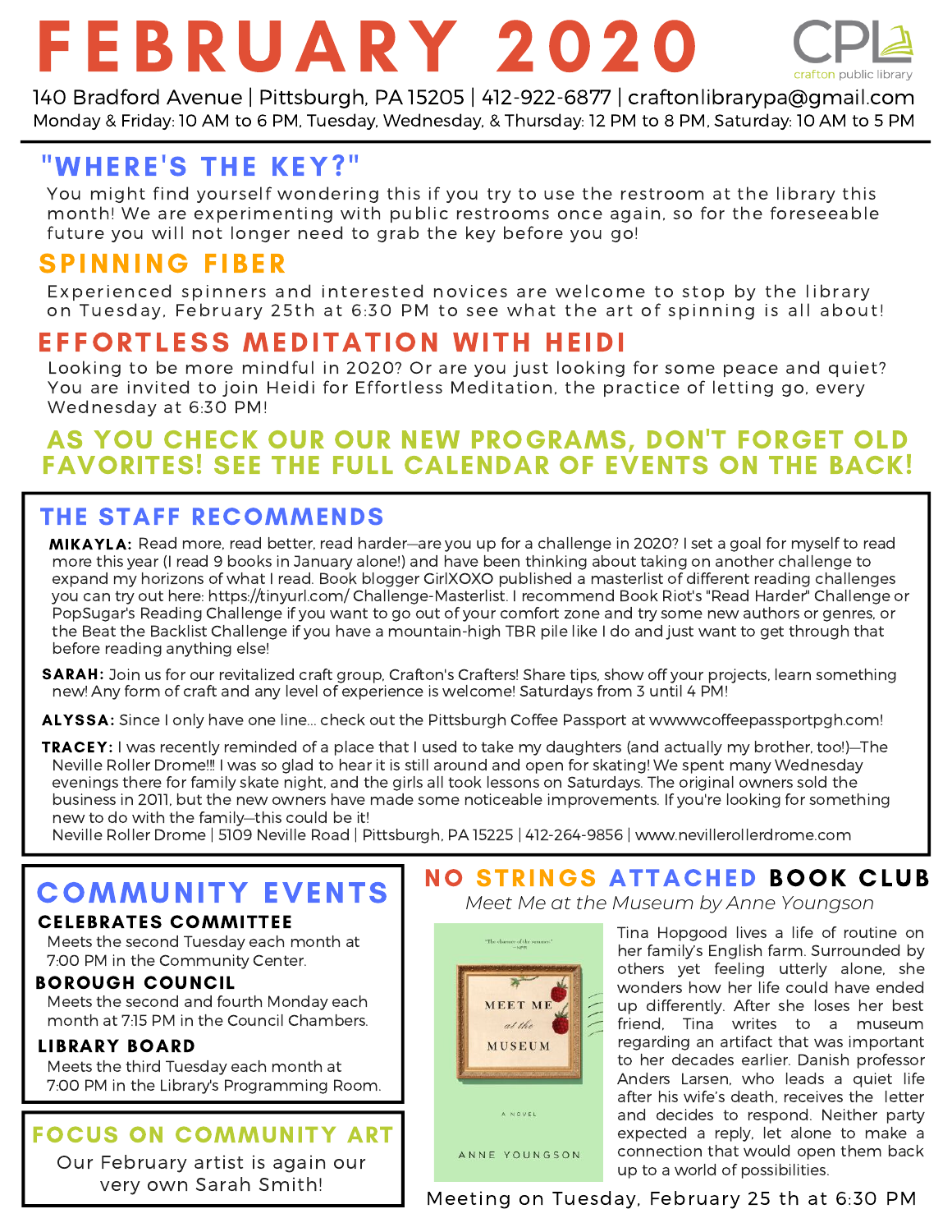# FEBRUARY 2020

CPL crafton public library

140 Bradford Avenue | Pittsburgh, PA 15205 | 412-922-6877 | craftonlibrarypa@gmail.com

Monday & Friday: 10 AM to 6 PM, Tuesday, Wednesday, & Thursday: 12 PM to 8 PM, Saturday: 10 AM to 5 PM

## "WHERE'S THE KEY?"

You might find yourself wondering this if you try to use the restroom at the library this month! We are experimenting with public restrooms once again, so for the foreseeable future you will not longer need to grab the key before you go!

## SPINNING FIBER

Experienced spinners and interested novices are welcome to stop by the library on Tuesday, February 25th at 6:30 PM to see what the art of spinning is all about!

## EFFORTLESS MEDITATION WITH HEIDI

Looking to be more mindful in 2020? Or are you just looking for some peace and quiet? You are invited to join Heidi for Effortless Meditation, the practice of letting go, every Wednesday at 6:30 PM!

## AS YOU CHECK OUR OUR NEW PROGRAMS, DON'T FORGET OLD FAVORITES! SEE THE FULL CALENDAR OF EVENTS ON THE BACK!

## THE STAFF RECOMMENDS

**MIKAYLA:** Read more, read better, read harder—are you up for a challenge in 2020? I set a goal for myself to read more this year (I read 9 books in January alone!) and have been thinking about taking on another challenge to expand my horizons of what I read. Book blogger GirlXOXO published a masterlist of different reading challenges you can try out here: https://tinyurl.com/ Challenge-Masterlist. I recommend Book Riot's "Read Harder" Challenge or PopSugar's Reading Challenge if you want to go out of your comfort zone and try some new authors or genres, or the Beat the Backlist Challenge if you have a mountain-high TBR pile like I do and just want to get through that before reading anything else!

**SARAH:** Join us for our revitalized craft group, Crafton's Crafters! Share tips, show off your projects, learn something new! Any form of craft and any level of experience is welcome! Saturdays from 3 until 4 PM!

**ALYSSA:** Since I only have one line... check out the Pittsburgh Coffee Passport at wwwwcoffeepassportpgh.com!

**TRACEY:** I was recently reminded of a place that I used to take my daughters (and actually my brother, too!)—The Neville Roller Drome!!! I was so glad to hear it is still around and open for skating! We spent many Wednesday evenings there for family skate night, and the girls all took lessons on Saturdays. The original owners sold the business in 2011, but the new owners have made some noticeable improvements. If you're looking for something new to do with the family—this could be it!
Neville Roller Drome | 5109 Neville Road | Pittsburgh, PA 15225 | 412-264-9856 | www.nevillerollerdrome.com

## COMMUNITY EVENTS

### CELEBRATES COMMITTEE

Meets the second Tuesday each month at 7:00 PM in the Community Center.

### BOROUGH COUNCIL

Meets the second and fourth Monday each month at 7:15 PM in the Council Chambers.

### LIBRARY BOARD

Meets the third Tuesday each month at 7:00 PM in the Library's Programming Room.

## FOCUS ON COMMUNITY ART

Our February artist is again our very own Sarah Smith!

## NO STRINGS ATTACHED BOOK CLUB

*Meet Me at the Museum by Anne Youngson*

Tina Hopgood lives a life of routine on her family's English farm. Surrounded by others yet feeling utterly alone, she wonders how her life could have ended up differently. After she loses her best friend, Tina writes to a museum regarding an artifact that was important to her decades earlier. Danish professor Anders Larsen, who leads a quiet life after his wife's death, receives the letter and decides to respond. Neither party expected a reply, let alone to make a connection that would open them back up to a world of possibilities.

Meeting on Tuesday, February 25 th at 6:30 PM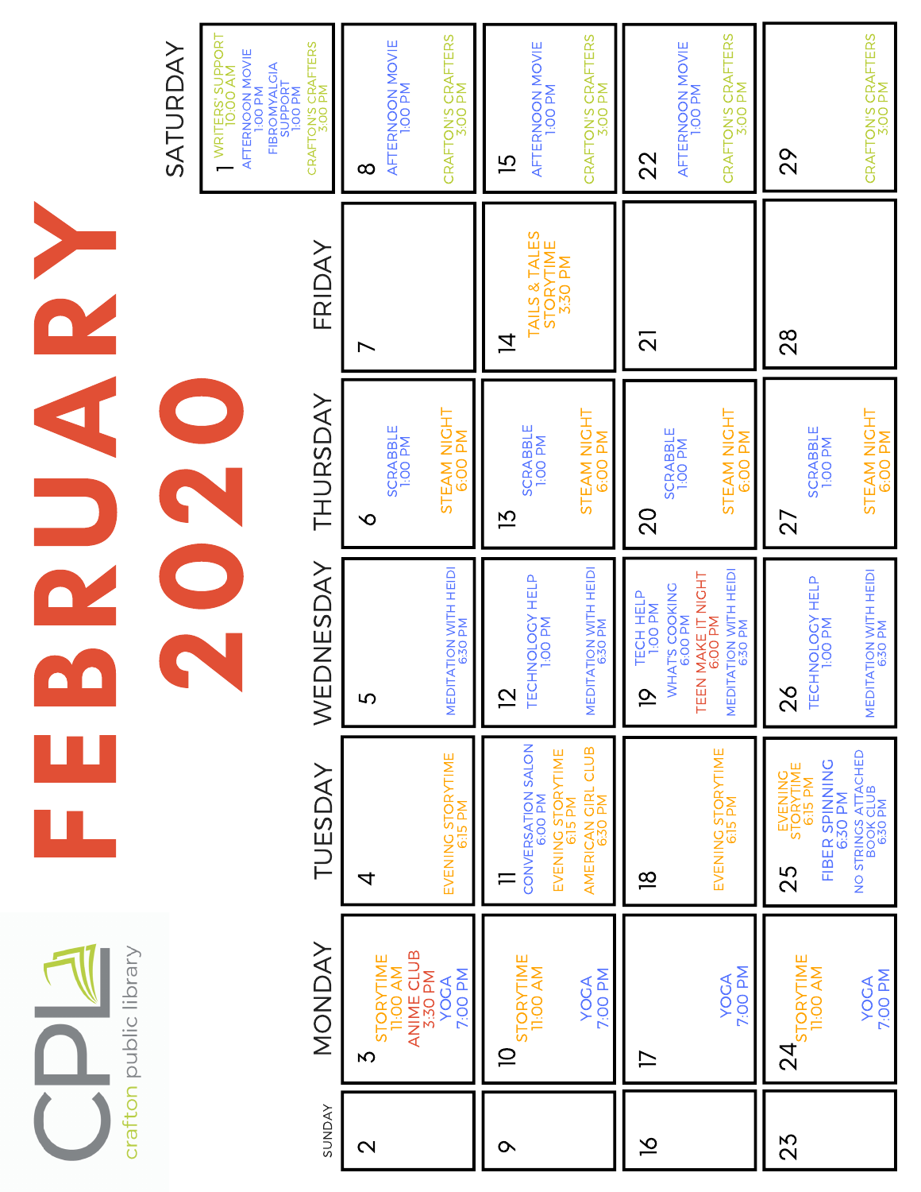CPL crafton public library

# FEBRUARY 2020

| SUNDAY | MONDAY | TUESDAY | WEDNESDAY | THURSDAY | FRIDAY | SATURDAY |
|---|---|---|---|---|---|---|
| | | | | | | 1 WRITERS' SUPPORT 10:00 AM<br>AFTERNOON MOVIE 1:00 PM<br>FIBROMYALGIA SUPPORT 1:00 PM<br>CRAFTON'S CRAFTERS 3:00 PM |
| 2 | 3 STORYTIME 11:00 AM<br>ANIME CLUB 3:30 PM<br>YOGA 7:00 PM | 4 EVENING STORYTIME 6:15 PM | 5 MEDITATION WITH HEIDI 6:30 PM | 6 SCRABBLE 1:00 PM<br>STEAM NIGHT 6:00 PM | 7 | 8 AFTERNOON MOVIE 1:00 PM<br>CRAFTON'S CRAFTERS 3:00 PM |
| 9 | 10 STORYTIME 11:00 AM<br>YOGA 7:00 PM | 11 CONVERSATION SALON 6:00 PM<br>EVENING STORYTIME 6:15 PM<br>AMERICAN GIRL CLUB 6:30 PM | 12 TECHNOLOGY HELP 1:00 PM<br>MEDITATION WITH HEIDI 6:30 PM | 13 SCRABBLE 1:00 PM<br>STEAM NIGHT 6:00 PM | 14 TAILS & TALES STORYTIME 3:30 PM | 15 AFTERNOON MOVIE 1:00 PM<br>CRAFTON'S CRAFTERS 3:00 PM |
| 16 | 17 YOGA 7:00 PM | 18 EVENING STORYTIME 6:15 PM | 19 TECH HELP 1:00 PM<br>WHAT'S COOKING 6:00 PM<br>TEEN MAKE IT NIGHT 6:00 PM<br>MEDITATION WITH HEIDI 6:30 PM | 20 SCRABBLE 1:00 PM<br>STEAM NIGHT 6:00 PM | 21 | 22 AFTERNOON MOVIE 1:00 PM<br>CRAFTON'S CRAFTERS 3:00 PM |
| 23 | 24 STORYTIME 11:00 AM<br>YOGA 7:00 PM | 25 EVENING STORYTIME 6:15 PM<br>FIBER SPINNING 6:30 PM<br>NO STRINGS ATTACHED BOOK CLUB 6:30 PM | 26 TECHNOLOGY HELP 1:00 PM<br>MEDITATION WITH HEIDI 6:30 PM | 27 SCRABBLE 1:00 PM<br>STEAM NIGHT 6:00 PM | 28 | 29 CRAFTON'S CRAFTERS 3:00 PM |